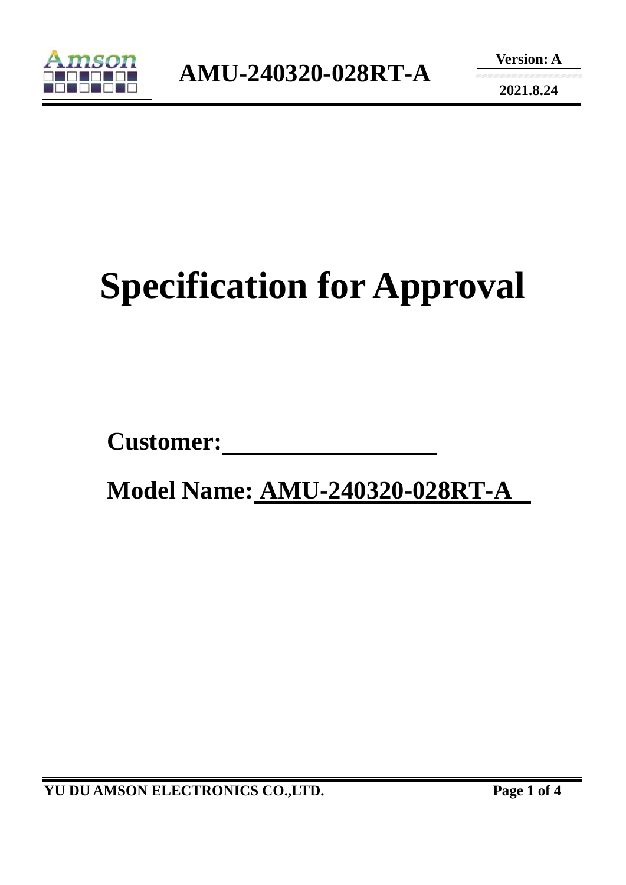# Specification for Approval

**Customer:**\_\_\_\_\_\_\_\_\_\_\_\_\_\_\_\_\_\_

**Model Name:** **AMU-240320-028RT-A**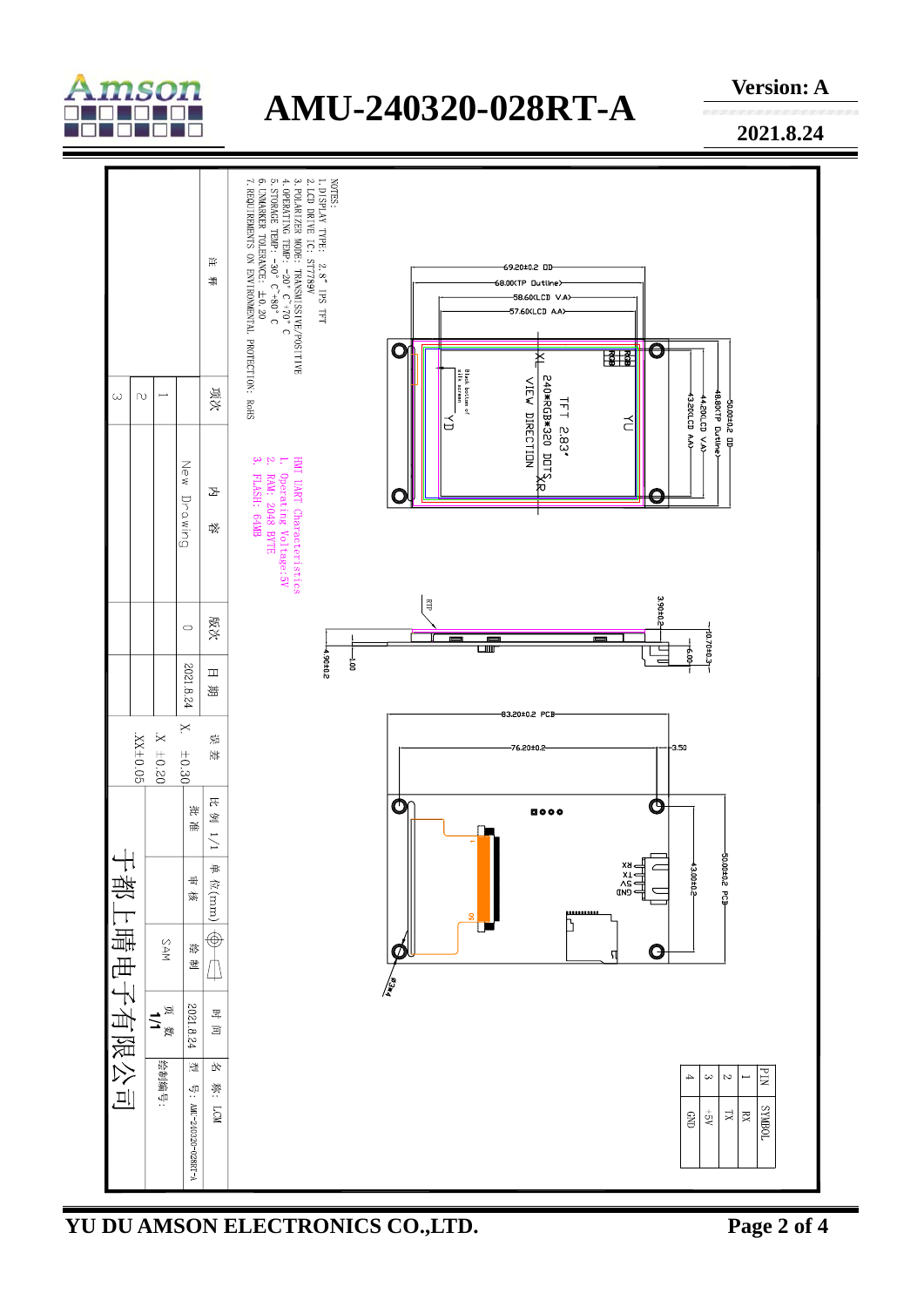# AMU-240320-028RT-A

**Version: A**

**2021.8.24**

NOTES:
1. DISPLAY TYPE: 2.8" IPS TFT
2. LCD DRIVE IC: ST7789V
3. POLARIZER MODE: TRANSMISSIVE/POSITIVE
4. OPERATING TEMP: -20° C~70° C
5. STORAGE TEMP: -30° C~80° C
6. UNMARKER TOLERANCE: ±0.20
7. REQUIREMENTS ON ENVIRONMENTAL PROTECTION: RoHS

HMI UART Characteristics
1. Operating Voltage:5V
2. RAM: 2048 BYTE
3. FLASH: 64MB

69.20±0.2 OD
68.00(TP Outline)
58.60(LCD V.A)
57.60(LCD A.A)
50.00±0.2 OD
48.80(TP Outline)
44.20(LCD V.A)
43.20(LCD A.A)

TFT 2.83'
240*RGB*320 DOTS
VIEW DIRECTION

Black bottom of silk screen

RTP
3.90±0.2
10.70±0.3
6.00
4.90±0.2
1.00

83.20±0.2 PCB
76.20±0.2
3.50
50.00±0.2 PCB
43.00±0.2
Φ3*4

| PIN | SYMBOL |
|---|---|
| 1 | RX |
| 2 | TX |
| 3 | +5V |
| 4 | GND |

| 项次 | 内容 | 版次 | 日期 |
|---|---|---|---|
| 1 | New Drawing | 0 | 2021.8.24 |
| 2 | | | |
| 3 | | | |

注释

误差: X. ±0.30; .X ±0.20; .XX±0.05

比例 1/1 | 单位(mm) | 批准 | 审核 | 绘制: SAM | 时间: 2021.8.24 | 页数: 1/1

名称: LCM

型号: AMU-240320-028RT-A

绘制编号:

于都上晴电子有限公司

YU DU AMSON ELECTRONICS CO.,LTD.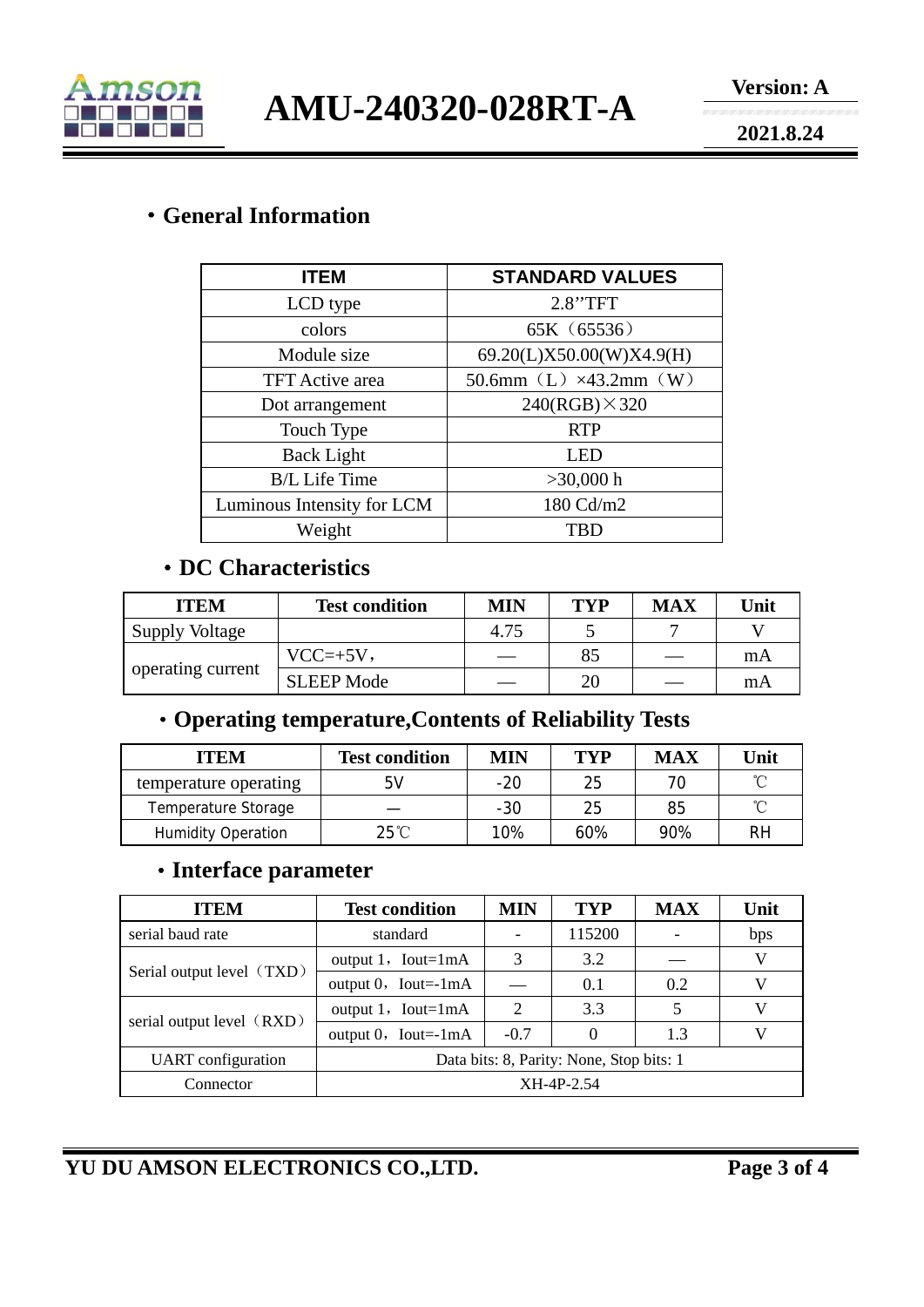## ・General Information

| ITEM | STANDARD VALUES |
|---|---|
| LCD type | 2.8’’TFT |
| colors | 65K（65536） |
| Module size | 69.20(L)X50.00(W)X4.9(H) |
| TFT Active area | 50.6mm（L）×43.2mm（W） |
| Dot arrangement | 240(RGB)×320 |
| Touch Type | RTP |
| Back Light | LED |
| B/L Life Time | >30,000 h |
| Luminous Intensity for LCM | 180 Cd/m2 |
| Weight | TBD |

## ・DC Characteristics

| ITEM | Test condition | MIN | TYP | MAX | Unit |
|---|---|---|---|---|---|
| Supply Voltage | | 4.75 | 5 | 7 | V |
| operating current | VCC=+5V， | — | 85 | — | mA |
| | SLEEP Mode | — | 20 | — | mA |

## ・Operating temperature,Contents of Reliability Tests

| ITEM | Test condition | MIN | TYP | MAX | Unit |
|---|---|---|---|---|---|
| temperature operating | 5V | -20 | 25 | 70 | ℃ |
| Temperature Storage | — | -30 | 25 | 85 | ℃ |
| Humidity Operation | 25℃ | 10% | 60% | 90% | RH |

## ・Interface parameter

| ITEM | Test condition | MIN | TYP | MAX | Unit |
|---|---|---|---|---|---|
| serial baud rate | standard | - | 115200 | - | bps |
| Serial output level（TXD） | output 1，Iout=1mA | 3 | 3.2 | — | V |
| | output 0，Iout=-1mA | — | 0.1 | 0.2 | V |
| serial output level（RXD） | output 1，Iout=1mA | 2 | 3.3 | 5 | V |
| | output 0，Iout=-1mA | -0.7 | 0 | 1.3 | V |
| UART configuration | Data bits: 8, Parity: None, Stop bits: 1 | | | | |
| Connector | XH-4P-2.54 | | | | |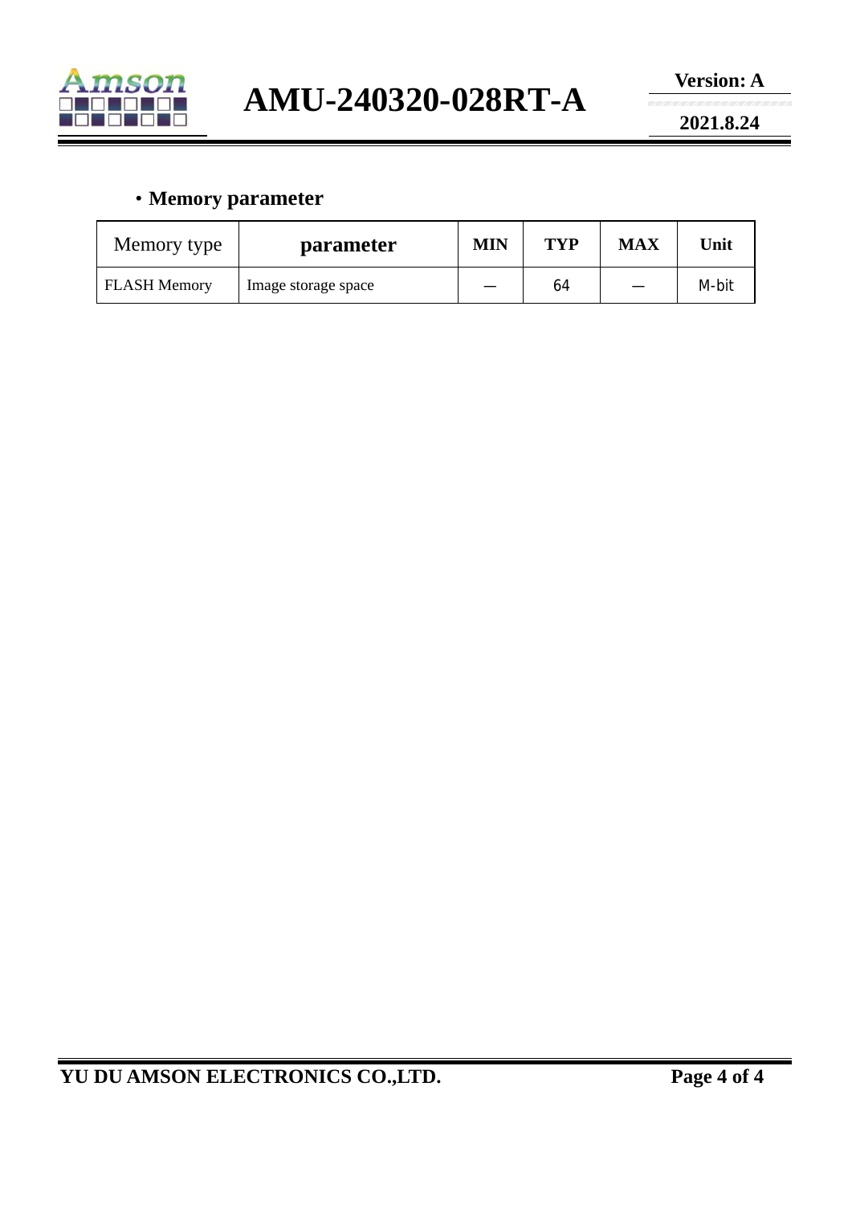- **Memory parameter**

| Memory type | parameter | MIN | TYP | MAX | Unit |
| --- | --- | --- | --- | --- | --- |
| FLASH Memory | Image storage space | — | 64 | — | M-bit |